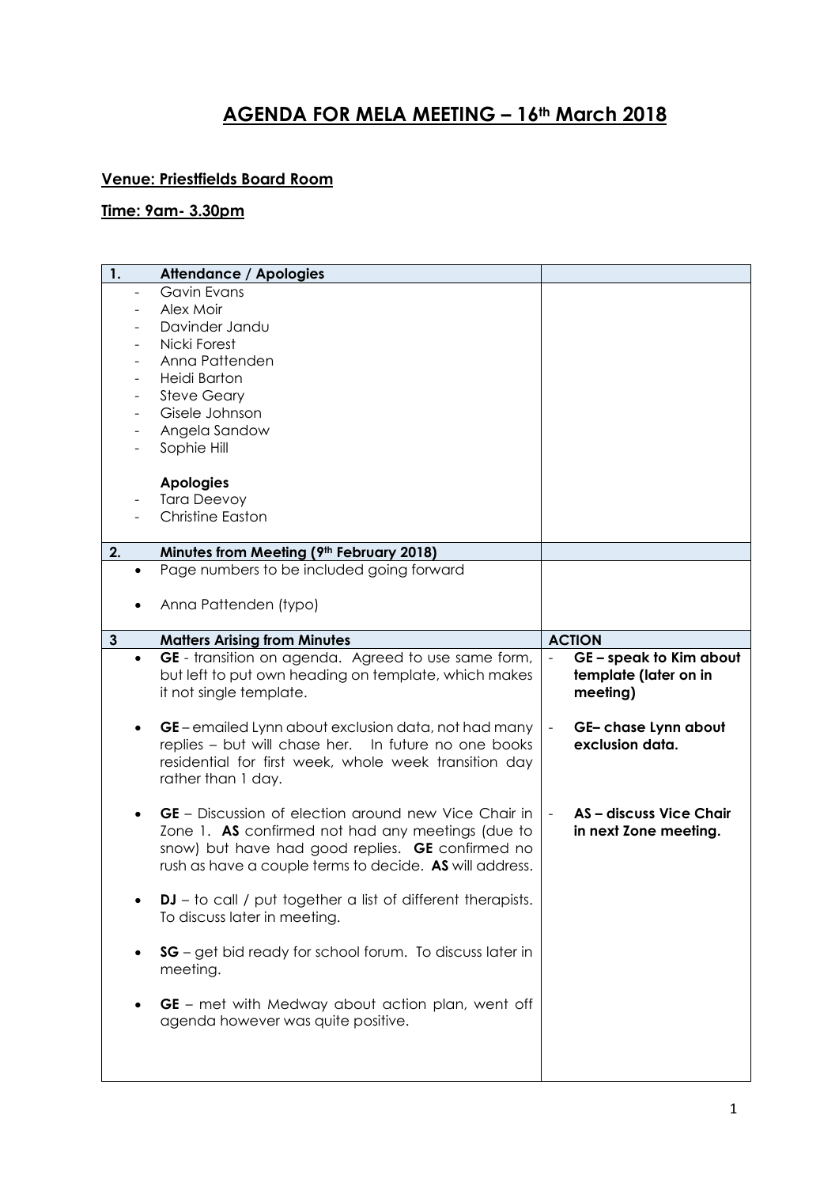# AGENDA FOR MELA MEETING – 16th March 2018

**Venue: Priestfields Board Room**

**Time: 9am- 3.30pm**

| 1. Attendance / Apologies | |
|---|---|
| - Gavin Evans<br>- Alex Moir<br>- Davinder Jandu<br>- Nicki Forest<br>- Anna Pattenden<br>- Heidi Barton<br>- Steve Geary<br>- Gisele Johnson<br>- Angela Sandow<br>- Sophie Hill<br><br>**Apologies**<br>- Tara Deevoy<br>- Christine Easton | |
| **2. Minutes from Meeting (9th February 2018)** | |
| • Page numbers to be included going forward<br><br>• Anna Pattenden (typo) | |
| **3 Matters Arising from Minutes** | **ACTION** |
| • **GE** - transition on agenda. Agreed to use same form, but left to put own heading on template, which makes it not single template. | - **GE – speak to Kim about template (later on in meeting)** |
| • **GE** – emailed Lynn about exclusion data, not had many replies – but will chase her. In future no one books residential for first week, whole week transition day rather than 1 day. | - **GE– chase Lynn about exclusion data.** |
| • **GE** – Discussion of election around new Vice Chair in Zone 1. **AS** confirmed not had any meetings (due to snow) but have had good replies. **GE** confirmed no rush as have a couple terms to decide. **AS** will address. | - **AS – discuss Vice Chair in next Zone meeting.** |
| • **DJ** – to call / put together a list of different therapists. To discuss later in meeting. | |
| • **SG** – get bid ready for school forum. To discuss later in meeting. | |
| • **GE** – met with Medway about action plan, went off agenda however was quite positive. | |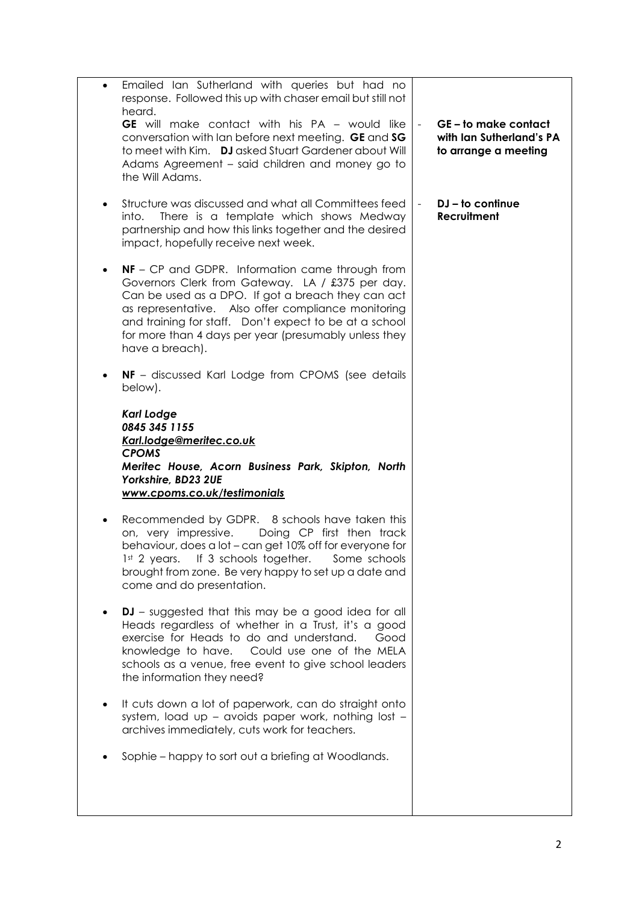| | |
|---|---|
| • Emailed Ian Sutherland with queries but had no response. Followed this up with chaser email but still not heard.<br>**GE** will make contact with his PA – would like conversation with Ian before next meeting. **GE** and **SG** to meet with Kim. **DJ** asked Stuart Gardener about Will Adams Agreement – said children and money go to the Will Adams. | - **GE – to make contact with Ian Sutherland's PA to arrange a meeting** |
| • Structure was discussed and what all Committees feed into. There is a template which shows Medway partnership and how this links together and the desired impact, hopefully receive next week. | - **DJ – to continue Recruitment** |
| • **NF** – CP and GDPR. Information came through from Governors Clerk from Gateway. LA / £375 per day. Can be used as a DPO. If got a breach they can act as representative. Also offer compliance monitoring and training for staff. Don't expect to be at a school for more than 4 days per year (presumably unless they have a breach). | |
| • **NF** – discussed Karl Lodge from CPOMS (see details below).<br><br>***Karl Lodge***<br>***0845 345 1155***<br>***Karl.lodge@meritec.co.uk***<br>***CPOMS***<br>***Meritec House, Acorn Business Park, Skipton, North Yorkshire, BD23 2UE***<br>***www.cpoms.co.uk/testimonials*** | |
| • Recommended by GDPR. 8 schools have taken this on, very impressive. Doing CP first then track behaviour, does a lot – can get 10% off for everyone for 1st 2 years. If 3 schools together. Some schools brought from zone. Be very happy to set up a date and come and do presentation. | |
| • **DJ** – suggested that this may be a good idea for all Heads regardless of whether in a Trust, it's a good exercise for Heads to do and understand. Good knowledge to have. Could use one of the MELA schools as a venue, free event to give school leaders the information they need? | |
| • It cuts down a lot of paperwork, can do straight onto system, load up – avoids paper work, nothing lost – archives immediately, cuts work for teachers. | |
| • Sophie – happy to sort out a briefing at Woodlands. | |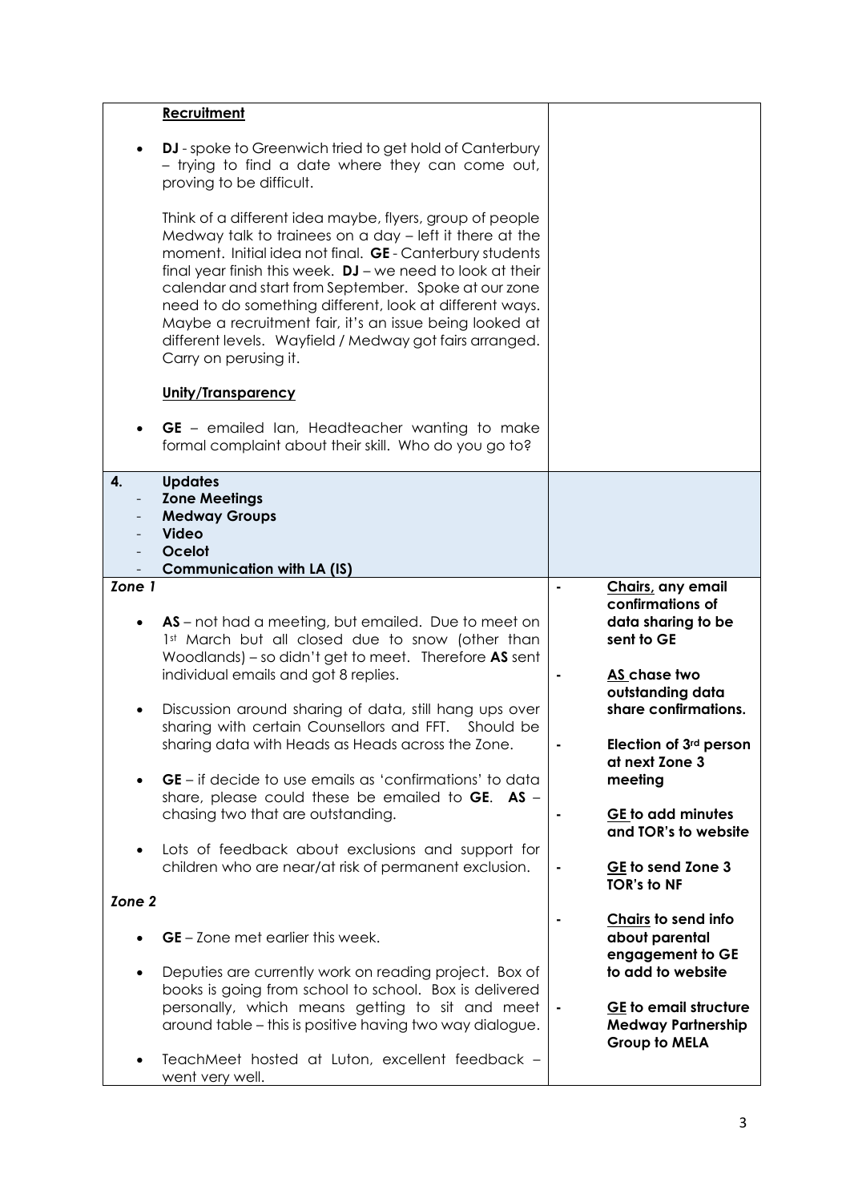| | |
|---|---|
| **Recruitment**<br><br>• **DJ** - spoke to Greenwich tried to get hold of Canterbury – trying to find a date where they can come out, proving to be difficult.<br><br>Think of a different idea maybe, flyers, group of people Medway talk to trainees on a day – left it there at the moment. Initial idea not final. **GE** - Canterbury students final year finish this week. **DJ** – we need to look at their calendar and start from September. Spoke at our zone need to do something different, look at different ways. Maybe a recruitment fair, it's an issue being looked at different levels. Wayfield / Medway got fairs arranged. Carry on perusing it.<br><br>**Unity/Transparency**<br><br>• **GE** – emailed Ian, Headteacher wanting to make formal complaint about their skill. Who do you go to? | |
| **4. Updates**<br>- **Zone Meetings**<br>- **Medway Groups**<br>- **Video**<br>- **Ocelot**<br>- **Communication with LA (IS)** | |
| ***Zone 1***<br><br>• **AS** – not had a meeting, but emailed. Due to meet on 1st March but all closed due to snow (other than Woodlands) – so didn't get to meet. Therefore **AS** sent individual emails and got 8 replies.<br><br>• Discussion around sharing of data, still hang ups over sharing with certain Counsellors and FFT. Should be sharing data with Heads as Heads across the Zone.<br><br>• **GE** – if decide to use emails as 'confirmations' to data share, please could these be emailed to **GE**. **AS** – chasing two that are outstanding.<br><br>• Lots of feedback about exclusions and support for children who are near/at risk of permanent exclusion.<br><br>***Zone 2***<br><br>• **GE** – Zone met earlier this week.<br><br>• Deputies are currently work on reading project. Box of books is going from school to school. Box is delivered personally, which means getting to sit and meet around table – this is positive having two way dialogue.<br><br>• TeachMeet hosted at Luton, excellent feedback – went very well. | - **Chairs, any email confirmations of data sharing to be sent to GE**<br><br>- **AS chase two outstanding data share confirmations.**<br><br>- **Election of 3rd person at next Zone 3 meeting**<br><br>- **GE to add minutes and TOR's to website**<br><br>- **GE to send Zone 3 TOR's to NF**<br><br>- **Chairs to send info about parental engagement to GE to add to website**<br><br>- **GE to email structure Medway Partnership Group to MELA** |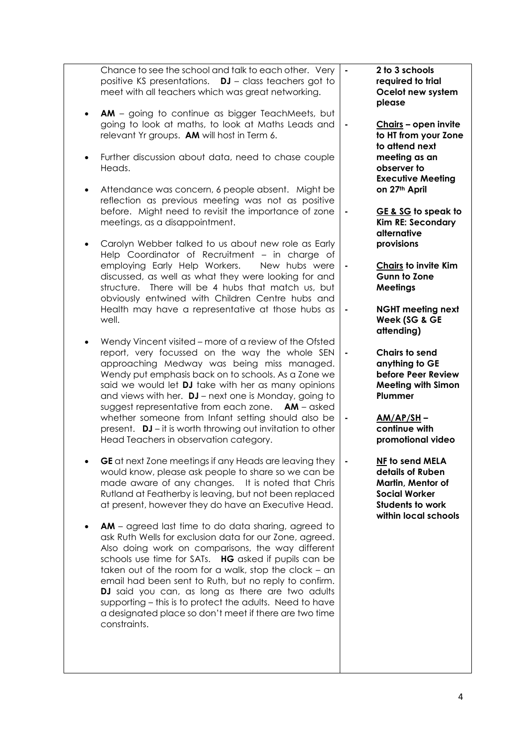| | |
|---|---|
| Chance to see the school and talk to each other. Very positive KS presentations. **DJ** – class teachers got to meet with all teachers which was great networking.<br><br>• **AM** – going to continue as bigger TeachMeets, but going to look at maths, to look at Maths Leads and relevant Yr groups. **AM** will host in Term 6.<br><br>• Further discussion about data, need to chase couple Heads.<br><br>• Attendance was concern, 6 people absent. Might be reflection as previous meeting was not as positive before. Might need to revisit the importance of zone meetings, as a disappointment.<br><br>• Carolyn Webber talked to us about new role as Early Help Coordinator of Recruitment – in charge of employing Early Help Workers. New hubs were discussed, as well as what they were looking for and structure. There will be 4 hubs that match us, but obviously entwined with Children Centre hubs and Health may have a representative at those hubs as well.<br><br>• Wendy Vincent visited – more of a review of the Ofsted report, very focussed on the way the whole SEN approaching Medway was being miss managed. Wendy put emphasis back on to schools. As a Zone we said we would let **DJ** take with her as many opinions and views with her. **DJ** – next one is Monday, going to suggest representative from each zone. **AM** – asked whether someone from Infant setting should also be present. **DJ** – it is worth throwing out invitation to other Head Teachers in observation category.<br><br>• **GE** at next Zone meetings if any Heads are leaving they would know, please ask people to share so we can be made aware of any changes. It is noted that Chris Rutland at Featherby is leaving, but not been replaced at present, however they do have an Executive Head.<br><br>• **AM** – agreed last time to do data sharing, agreed to ask Ruth Wells for exclusion data for our Zone, agreed. Also doing work on comparisons, the way different schools use time for SATs. **HG** asked if pupils can be taken out of the room for a walk, stop the clock – an email had been sent to Ruth, but no reply to confirm. **DJ** said you can, as long as there are two adults supporting – this is to protect the adults. Need to have a designated place so don't meet if there are two time constraints. | - **2 to 3 schools required to trial Ocelot new system please**<br><br>- **Chairs – open invite to HT from your Zone to attend next meeting as an observer to Executive Meeting on 27th April**<br><br>- **GE & SG to speak to Kim RE: Secondary alternative provisions**<br><br>- **Chairs to invite Kim Gunn to Zone Meetings**<br><br>- **NGHT meeting next Week (SG & GE attending)**<br><br>- **Chairs to send anything to GE before Peer Review Meeting with Simon Plummer**<br><br>- **AM/AP/SH – continue with promotional video**<br><br>- **NF to send MELA details of Ruben Martin, Mentor of Social Worker Students to work within local schools** |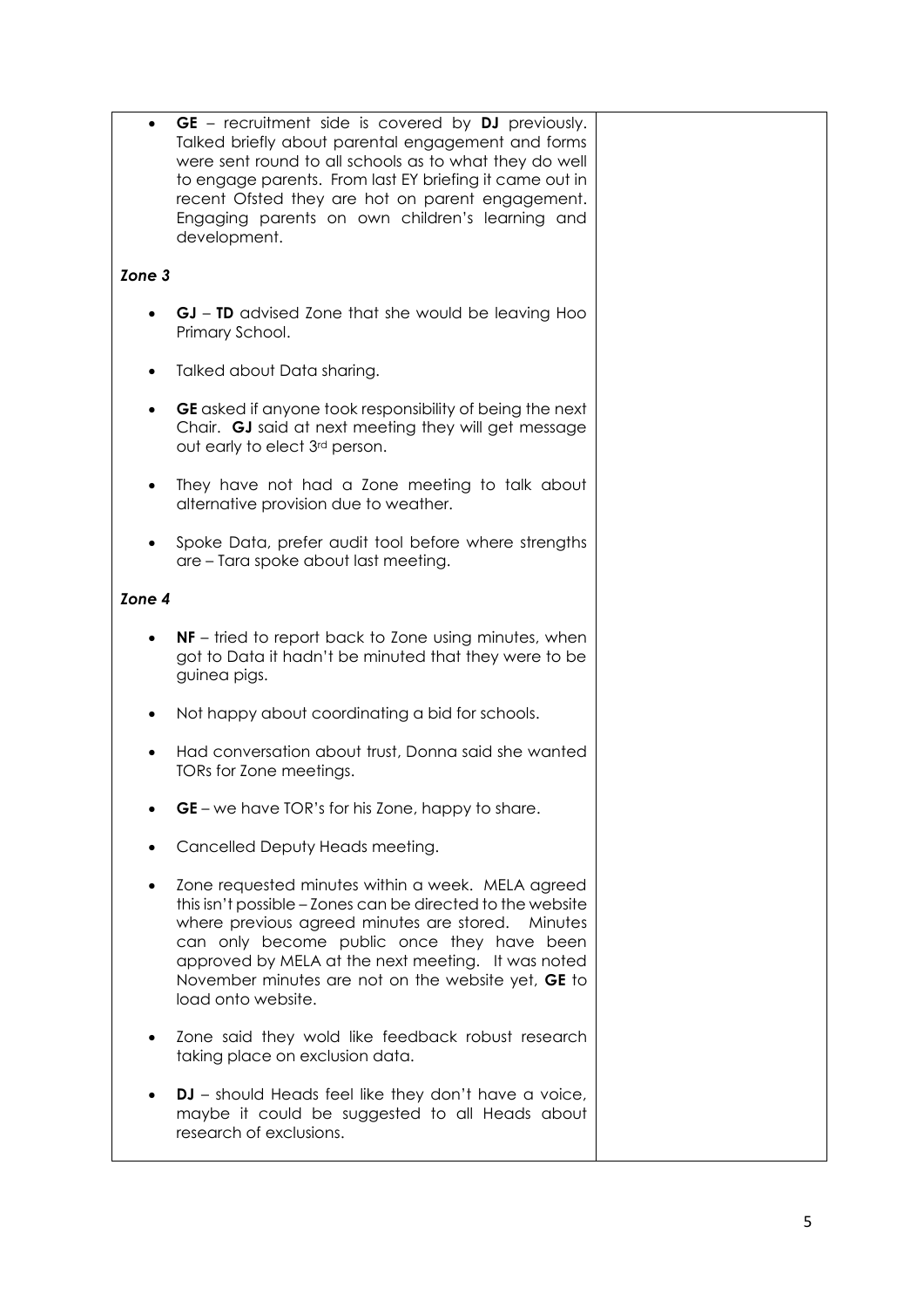- **GE** – recruitment side is covered by **DJ** previously. Talked briefly about parental engagement and forms were sent round to all schools as to what they do well to engage parents. From last EY briefing it came out in recent Ofsted they are hot on parent engagement. Engaging parents on own children's learning and development.

***Zone 3***

- **GJ** – **TD** advised Zone that she would be leaving Hoo Primary School.

- Talked about Data sharing.

- **GE** asked if anyone took responsibility of being the next Chair. **GJ** said at next meeting they will get message out early to elect 3rd person.

- They have not had a Zone meeting to talk about alternative provision due to weather.

- Spoke Data, prefer audit tool before where strengths are – Tara spoke about last meeting.

***Zone 4***

- **NF** – tried to report back to Zone using minutes, when got to Data it hadn't be minuted that they were to be guinea pigs.

- Not happy about coordinating a bid for schools.

- Had conversation about trust, Donna said she wanted TORs for Zone meetings.

- **GE** – we have TOR's for his Zone, happy to share.

- Cancelled Deputy Heads meeting.

- Zone requested minutes within a week. MELA agreed this isn't possible – Zones can be directed to the website where previous agreed minutes are stored. Minutes can only become public once they have been approved by MELA at the next meeting. It was noted November minutes are not on the website yet, **GE** to load onto website.

- Zone said they wold like feedback robust research taking place on exclusion data.

- **DJ** – should Heads feel like they don't have a voice, maybe it could be suggested to all Heads about research of exclusions.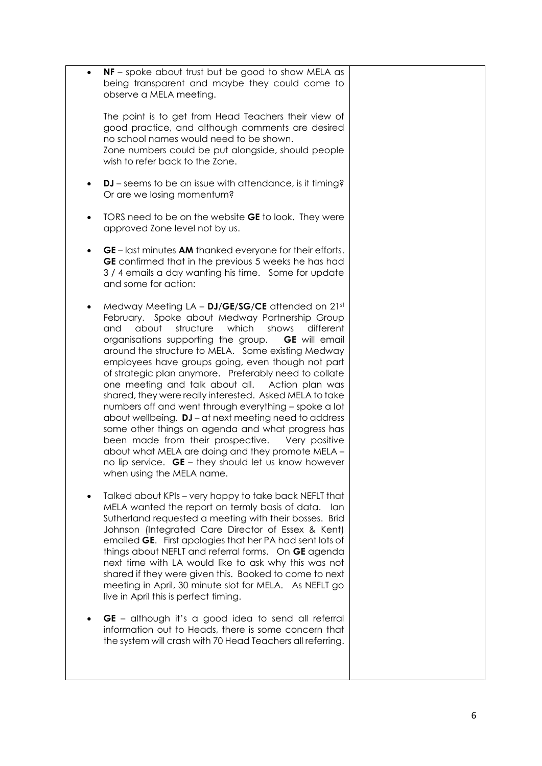| | |
|---|---|
| - **NF** – spoke about trust but be good to show MELA as being transparent and maybe they could come to observe a MELA meeting.<br><br>The point is to get from Head Teachers their view of good practice, and although comments are desired no school names would need to be shown.<br>Zone numbers could be put alongside, should people wish to refer back to the Zone.<br><br>- **DJ** – seems to be an issue with attendance, is it timing? Or are we losing momentum?<br><br>- TORS need to be on the website **GE** to look. They were approved Zone level not by us.<br><br>- **GE** – last minutes **AM** thanked everyone for their efforts. **GE** confirmed that in the previous 5 weeks he has had 3 / 4 emails a day wanting his time. Some for update and some for action:<br><br>- Medway Meeting LA – **DJ**/**GE**/**SG**/**CE** attended on 21st February. Spoke about Medway Partnership Group and about structure which shows different organisations supporting the group. **GE** will email around the structure to MELA. Some existing Medway employees have groups going, even though not part of strategic plan anymore. Preferably need to collate one meeting and talk about all. Action plan was shared, they were really interested. Asked MELA to take numbers off and went through everything – spoke a lot about wellbeing. **DJ** – at next meeting need to address some other things on agenda and what progress has been made from their prospective. Very positive about what MELA are doing and they promote MELA – no lip service. **GE** – they should let us know however when using the MELA name.<br><br>- Talked about KPIs – very happy to take back NEFLT that MELA wanted the report on termly basis of data. Ian Sutherland requested a meeting with their bosses. Brid Johnson (Integrated Care Director of Essex & Kent) emailed **GE**. First apologies that her PA had sent lots of things about NEFLT and referral forms. On **GE** agenda next time with LA would like to ask why this was not shared if they were given this. Booked to come to next meeting in April, 30 minute slot for MELA. As NEFLT go live in April this is perfect timing.<br><br>- **GE** – although it's a good idea to send all referral information out to Heads, there is some concern that the system will crash with 70 Head Teachers all referring. | |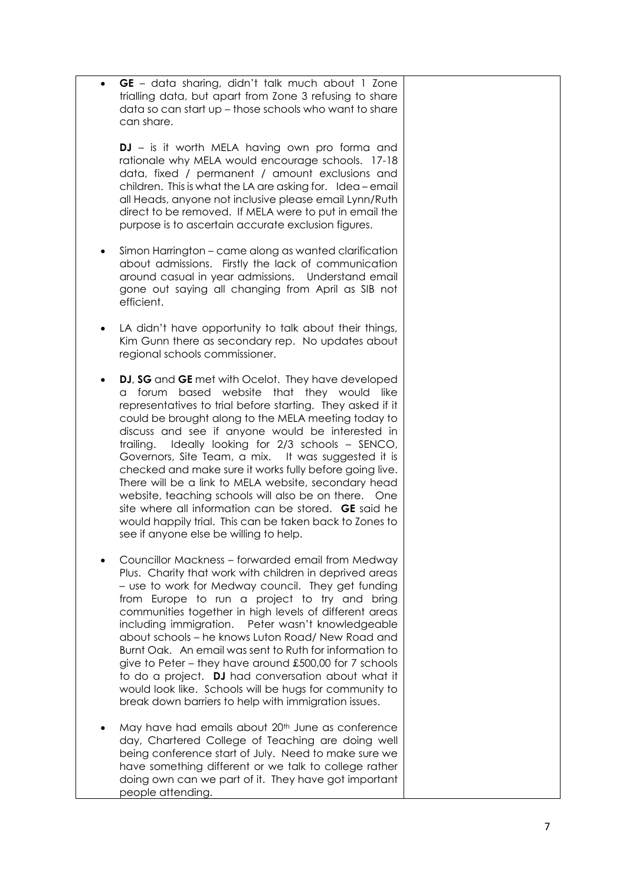| | |
|---|---|
| - **GE** – data sharing, didn't talk much about 1 Zone trialling data, but apart from Zone 3 refusing to share data so can start up – those schools who want to share can share.<br><br>**DJ** – is it worth MELA having own pro forma and rationale why MELA would encourage schools. 17-18 data, fixed / permanent / amount exclusions and children. This is what the LA are asking for. Idea – email all Heads, anyone not inclusive please email Lynn/Ruth direct to be removed. If MELA were to put in email the purpose is to ascertain accurate exclusion figures.<br><br>- Simon Harrington – came along as wanted clarification about admissions. Firstly the lack of communication around casual in year admissions. Understand email gone out saying all changing from April as SIB not efficient.<br><br>- LA didn't have opportunity to talk about their things, Kim Gunn there as secondary rep. No updates about regional schools commissioner.<br><br>- **DJ**, **SG** and **GE** met with Ocelot. They have developed a forum based website that they would like representatives to trial before starting. They asked if it could be brought along to the MELA meeting today to discuss and see if anyone would be interested in trailing. Ideally looking for 2/3 schools – SENCO, Governors, Site Team, a mix. It was suggested it is checked and make sure it works fully before going live. There will be a link to MELA website, secondary head website, teaching schools will also be on there. One site where all information can be stored. **GE** said he would happily trial. This can be taken back to Zones to see if anyone else be willing to help.<br><br>- Councillor Mackness – forwarded email from Medway Plus. Charity that work with children in deprived areas – use to work for Medway council. They get funding from Europe to run a project to try and bring communities together in high levels of different areas including immigration. Peter wasn't knowledgeable about schools – he knows Luton Road/ New Road and Burnt Oak. An email was sent to Ruth for information to give to Peter – they have around £500,00 for 7 schools to do a project. **DJ** had conversation about what it would look like. Schools will be hugs for community to break down barriers to help with immigration issues.<br><br>- May have had emails about 20th June as conference day, Chartered College of Teaching are doing well being conference start of July. Need to make sure we have something different or we talk to college rather doing own can we part of it. They have got important people attending. | |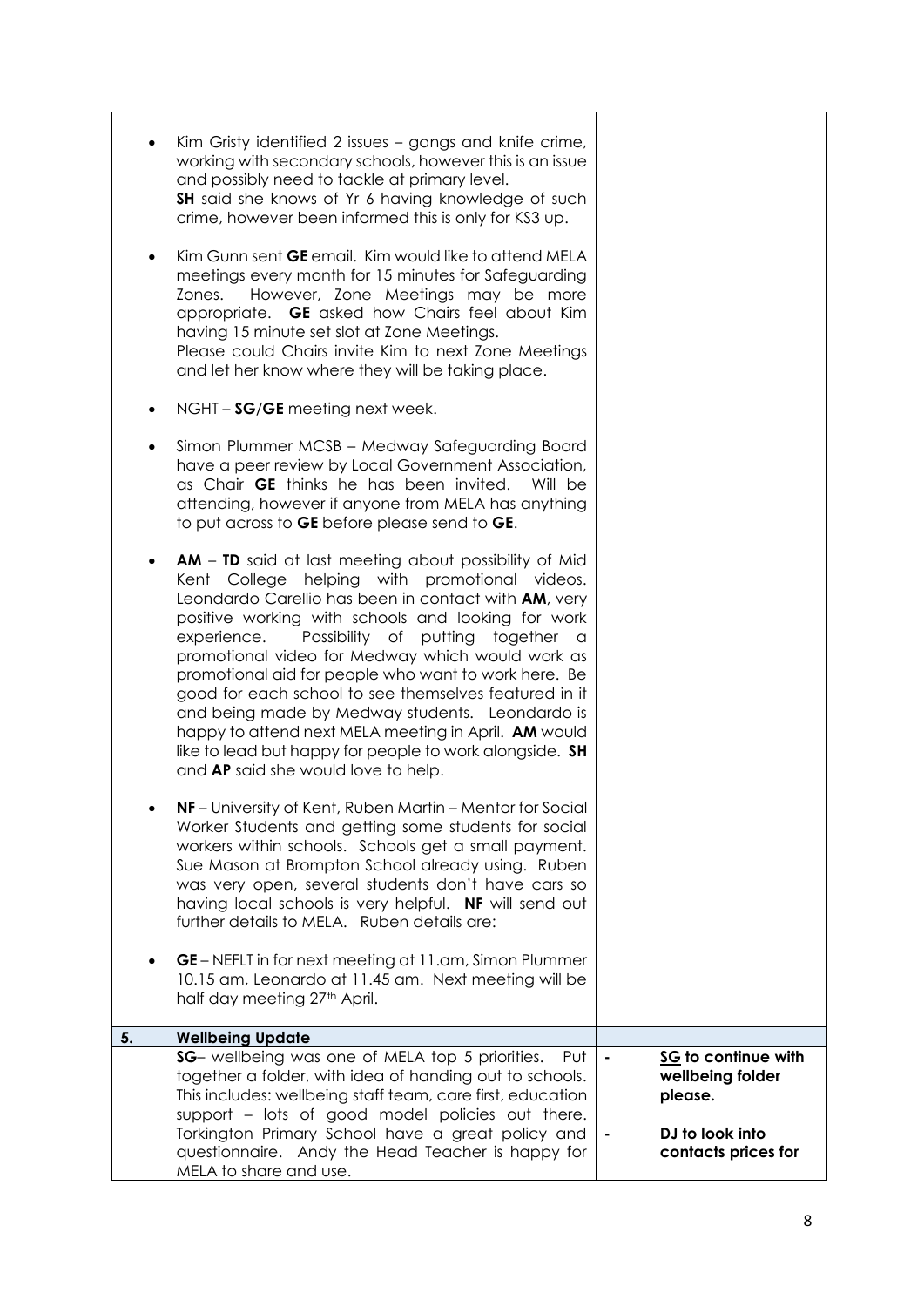| | | |
|---|---|---|
| | • Kim Gristy identified 2 issues – gangs and knife crime, working with secondary schools, however this is an issue and possibly need to tackle at primary level. **SH** said she knows of Yr 6 having knowledge of such crime, however been informed this is only for KS3 up.<br><br>• Kim Gunn sent **GE** email. Kim would like to attend MELA meetings every month for 15 minutes for Safeguarding Zones. However, Zone Meetings may be more appropriate. **GE** asked how Chairs feel about Kim having 15 minute set slot at Zone Meetings. Please could Chairs invite Kim to next Zone Meetings and let her know where they will be taking place.<br><br>• NGHT – **SG**/**GE** meeting next week.<br><br>• Simon Plummer MCSB – Medway Safeguarding Board have a peer review by Local Government Association, as Chair **GE** thinks he has been invited. Will be attending, however if anyone from MELA has anything to put across to **GE** before please send to **GE**.<br><br>• **AM** – **TD** said at last meeting about possibility of Mid Kent College helping with promotional videos. Leondardo Carellio has been in contact with **AM**, very positive working with schools and looking for work experience. Possibility of putting together a promotional video for Medway which would work as promotional aid for people who want to work here. Be good for each school to see themselves featured in it and being made by Medway students. Leondardo is happy to attend next MELA meeting in April. **AM** would like to lead but happy for people to work alongside. **SH** and **AP** said she would love to help.<br><br>• **NF** – University of Kent, Ruben Martin – Mentor for Social Worker Students and getting some students for social workers within schools. Schools get a small payment. Sue Mason at Brompton School already using. Ruben was very open, several students don't have cars so having local schools is very helpful. **NF** will send out further details to MELA. Ruben details are:<br><br>• **GE** – NEFLT in for next meeting at 11.am, Simon Plummer 10.15 am, Leonardo at 11.45 am. Next meeting will be half day meeting 27th April. | |
| **5.** | **Wellbeing Update** | |
| | **SG**– wellbeing was one of MELA top 5 priorities. Put together a folder, with idea of handing out to schools. This includes: wellbeing staff team, care first, education support – lots of good model policies out there. Torkington Primary School have a great policy and questionnaire. Andy the Head Teacher is happy for MELA to share and use. | - **SG to continue with wellbeing folder please.**<br><br>- **DJ to look into contacts prices for** |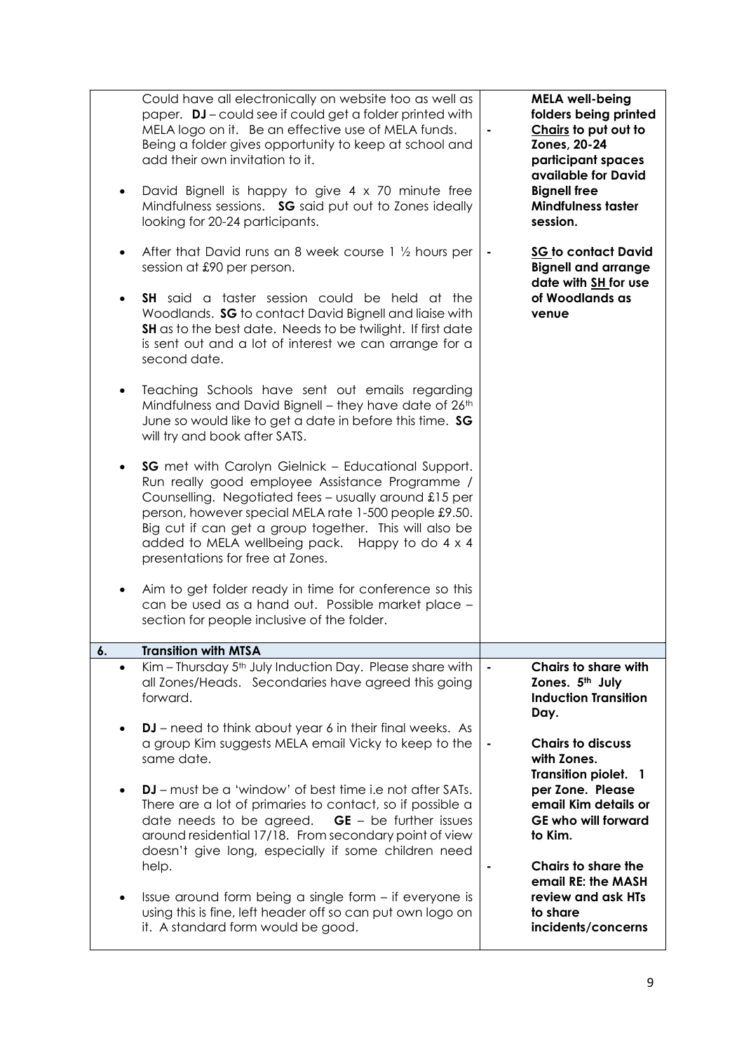| | | |
|---|---|---|
| | Could have all electronically on website too as well as paper. **DJ** – could see if could get a folder printed with MELA logo on it. Be an effective use of MELA funds. Being a folder gives opportunity to keep at school and add their own invitation to it.<br><br>• David Bignell is happy to give 4 x 70 minute free Mindfulness sessions. **SG** said put out to Zones ideally looking for 20-24 participants.<br><br>• After that David runs an 8 week course 1 ½ hours per session at £90 per person.<br><br>• **SH** said a taster session could be held at the Woodlands. **SG** to contact David Bignell and liaise with **SH** as to the best date. Needs to be twilight. If first date is sent out and a lot of interest we can arrange for a second date.<br><br>• Teaching Schools have sent out emails regarding Mindfulness and David Bignell – they have date of 26th June so would like to get a date in before this time. **SG** will try and book after SATS.<br><br>• **SG** met with Carolyn Gielnick – Educational Support. Run really good employee Assistance Programme / Counselling. Negotiated fees – usually around £15 per person, however special MELA rate 1-500 people £9.50. Big cut if can get a group together. This will also be added to MELA wellbeing pack. Happy to do 4 x 4 presentations for free at Zones.<br><br>• Aim to get folder ready in time for conference so this can be used as a hand out. Possible market place – section for people inclusive of the folder. | **MELA well-being folders being printed**<br>- **<u>Chairs</u> to put out to Zones, 20-24 participant spaces available for David Bignell free Mindfulness taster session.**<br><br>- **<u>SG</u> to contact David Bignell and arrange date with <u>SH</u> for use of Woodlands as venue** |
| **6.** | **Transition with MTSA** | |
| | • Kim – Thursday 5th July Induction Day. Please share with all Zones/Heads. Secondaries have agreed this going forward.<br><br>• **DJ** – need to think about year 6 in their final weeks. As a group Kim suggests MELA email Vicky to keep to the same date.<br><br>• **DJ** – must be a 'window' of best time i.e not after SATs. There are a lot of primaries to contact, so if possible a date needs to be agreed. **GE** – be further issues around residential 17/18. From secondary point of view doesn't give long, especially if some children need help.<br><br>• Issue around form being a single form – if everyone is using this is fine, left header off so can put own logo on it. A standard form would be good. | - **Chairs to share with Zones. 5th July Induction Transition Day.**<br><br>- **Chairs to discuss with Zones. Transition piolet. 1 per Zone. Please email Kim details or GE who will forward to Kim.**<br><br>- **Chairs to share the email RE: the MASH review and ask HTs to share incidents/concerns** |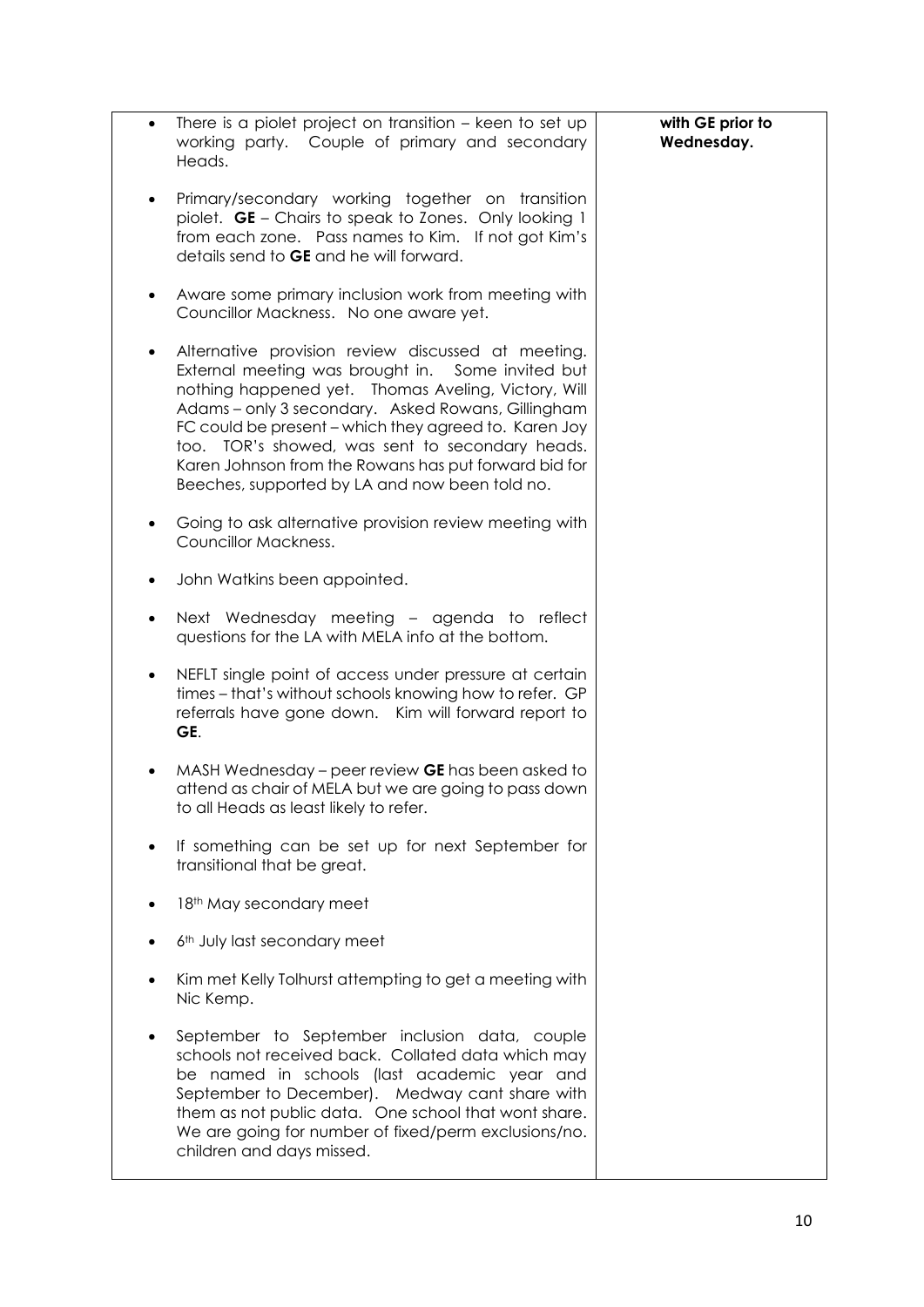| | |
|---|---|
| • There is a piolet project on transition – keen to set up working party. Couple of primary and secondary Heads.<br><br>• Primary/secondary working together on transition piolet. **GE** – Chairs to speak to Zones. Only looking 1 from each zone. Pass names to Kim. If not got Kim's details send to **GE** and he will forward.<br><br>• Aware some primary inclusion work from meeting with Councillor Mackness. No one aware yet.<br><br>• Alternative provision review discussed at meeting. External meeting was brought in. Some invited but nothing happened yet. Thomas Aveling, Victory, Will Adams – only 3 secondary. Asked Rowans, Gillingham FC could be present – which they agreed to. Karen Joy too. TOR's showed, was sent to secondary heads. Karen Johnson from the Rowans has put forward bid for Beeches, supported by LA and now been told no.<br><br>• Going to ask alternative provision review meeting with Councillor Mackness.<br><br>• John Watkins been appointed.<br><br>• Next Wednesday meeting – agenda to reflect questions for the LA with MELA info at the bottom.<br><br>• NEFLT single point of access under pressure at certain times – that's without schools knowing how to refer. GP referrals have gone down. Kim will forward report to **GE**.<br><br>• MASH Wednesday – peer review **GE** has been asked to attend as chair of MELA but we are going to pass down to all Heads as least likely to refer.<br><br>• If something can be set up for next September for transitional that be great.<br><br>• 18th May secondary meet<br><br>• 6th July last secondary meet<br><br>• Kim met Kelly Tolhurst attempting to get a meeting with Nic Kemp.<br><br>• September to September inclusion data, couple schools not received back. Collated data which may be named in schools (last academic year and September to December). Medway cant share with them as not public data. One school that wont share. We are going for number of fixed/perm exclusions/no. children and days missed. | **with GE prior to Wednesday.** |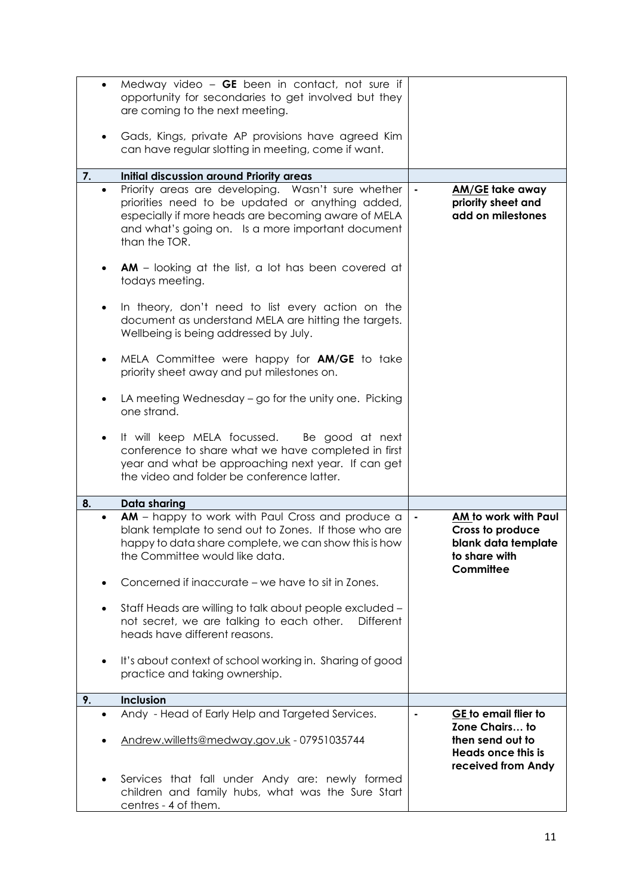| | | |
|---|---|---|
| | • Medway video – **GE** been in contact, not sure if opportunity for secondaries to get involved but they are coming to the next meeting.<br><br>• Gads, Kings, private AP provisions have agreed Kim can have regular slotting in meeting, come if want. | |
| **7.** | **Initial discussion around Priority areas** | |
| | • Priority areas are developing. Wasn't sure whether priorities need to be updated or anything added, especially if more heads are becoming aware of MELA and what's going on. Is a more important document than the TOR.<br><br>• **AM** – looking at the list, a lot has been covered at todays meeting.<br><br>• In theory, don't need to list every action on the document as understand MELA are hitting the targets. Wellbeing is being addressed by July.<br><br>• MELA Committee were happy for **AM/GE** to take priority sheet away and put milestones on.<br><br>• LA meeting Wednesday – go for the unity one. Picking one strand.<br><br>• It will keep MELA focussed. Be good at next conference to share what we have completed in first year and what be approaching next year. If can get the video and folder be conference latter. | - **AM/GE take away priority sheet and add on milestones** |
| **8.** | **Data sharing** | |
| | • **AM** – happy to work with Paul Cross and produce a blank template to send out to Zones. If those who are happy to data share complete, we can show this is how the Committee would like data.<br><br>• Concerned if inaccurate – we have to sit in Zones.<br><br>• Staff Heads are willing to talk about people excluded – not secret, we are talking to each other. Different heads have different reasons.<br><br>• It's about context of school working in. Sharing of good practice and taking ownership. | - **AM to work with Paul Cross to produce blank data template to share with Committee** |
| **9.** | **Inclusion** | |
| | • Andy - Head of Early Help and Targeted Services.<br><br>• Andrew.willetts@medway.gov.uk - 07951035744<br><br>• Services that fall under Andy are: newly formed children and family hubs, what was the Sure Start centres - 4 of them. | - **GE to email flier to Zone Chairs… to then send out to Heads once this is received from Andy** |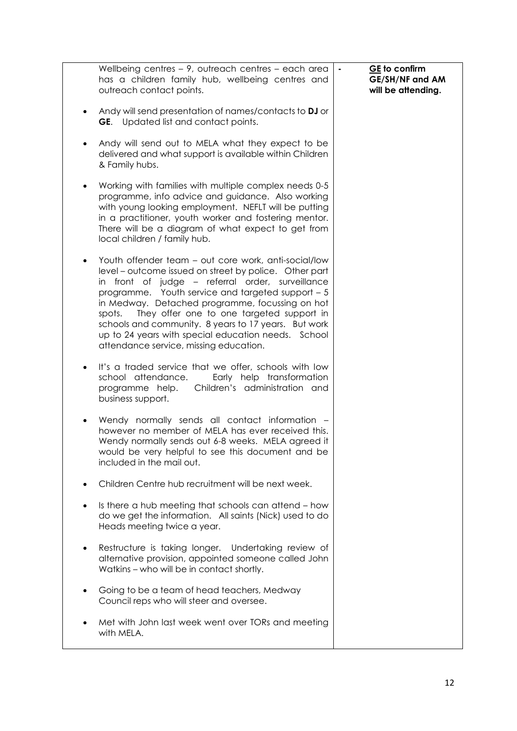| | | |
|---|---|---|
| | Wellbeing centres – 9, outreach centres – each area has a children family hub, wellbeing centres and outreach contact points.<br><br>• Andy will send presentation of names/contacts to **DJ** or **GE**. Updated list and contact points.<br><br>• Andy will send out to MELA what they expect to be delivered and what support is available within Children & Family hubs.<br><br>• Working with families with multiple complex needs 0-5 programme, info advice and guidance. Also working with young looking employment. NEFLT will be putting in a practitioner, youth worker and fostering mentor. There will be a diagram of what expect to get from local children / family hub.<br><br>• Youth offender team – out core work, anti-social/low level – outcome issued on street by police. Other part in front of judge – referral order, surveillance programme. Youth service and targeted support – 5 in Medway. Detached programme, focussing on hot spots. They offer one to one targeted support in schools and community. 8 years to 17 years. But work up to 24 years with special education needs. School attendance service, missing education.<br><br>• It's a traded service that we offer, schools with low school attendance. Early help transformation programme help. Children's administration and business support.<br><br>• Wendy normally sends all contact information – however no member of MELA has ever received this. Wendy normally sends out 6-8 weeks. MELA agreed it would be very helpful to see this document and be included in the mail out.<br><br>• Children Centre hub recruitment will be next week.<br><br>• Is there a hub meeting that schools can attend – how do we get the information. All saints (Nick) used to do Heads meeting twice a year.<br><br>• Restructure is taking longer. Undertaking review of alternative provision, appointed someone called John Watkins – who will be in contact shortly.<br><br>• Going to be a team of head teachers, Medway Council reps who will steer and oversee.<br><br>• Met with John last week went over TORs and meeting with MELA. | - **GE to confirm GE/SH/NF and AM will be attending.** |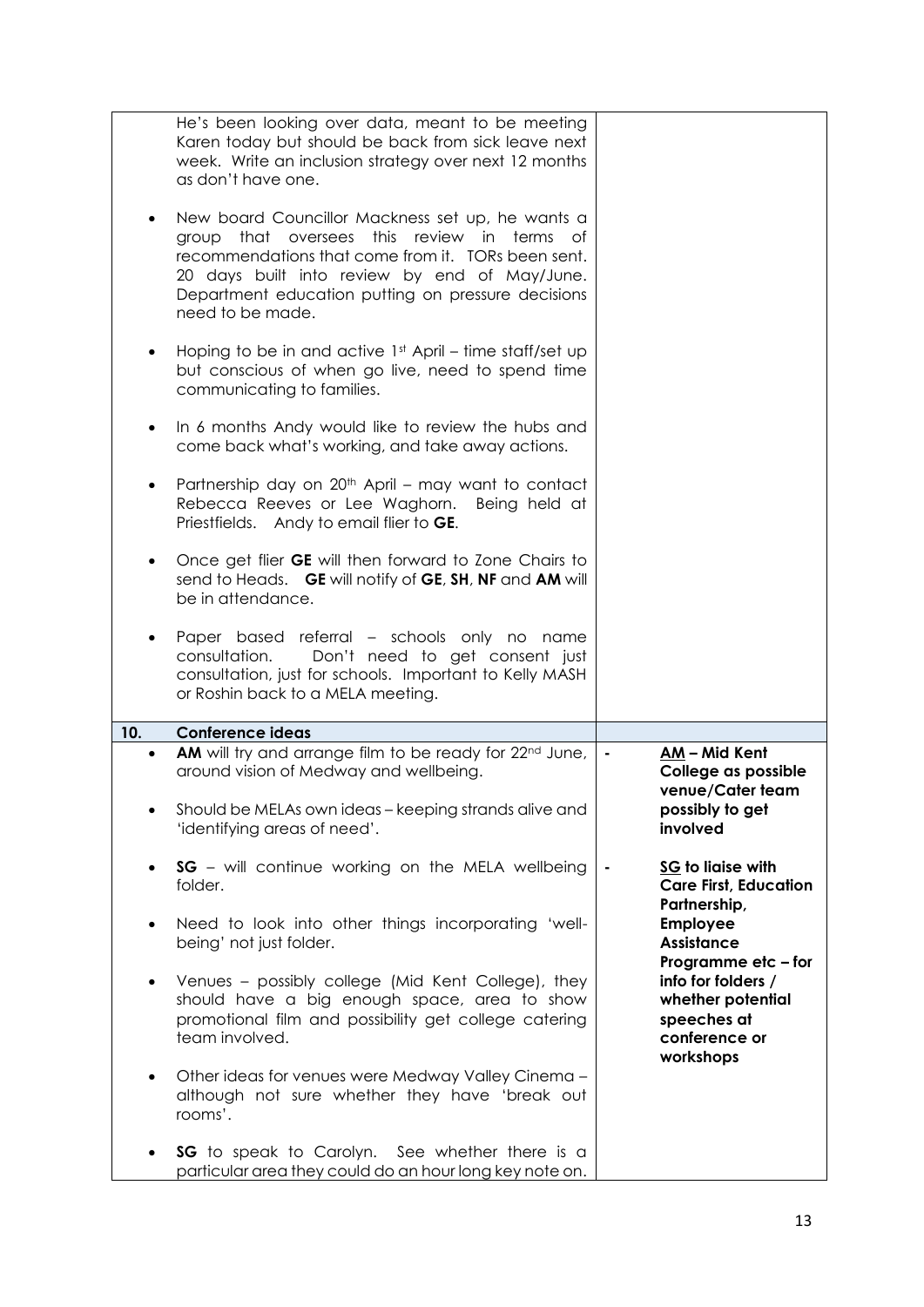| | | |
|---|---|---|
| | He's been looking over data, meant to be meeting Karen today but should be back from sick leave next week. Write an inclusion strategy over next 12 months as don't have one.<br><br>• New board Councillor Mackness set up, he wants a group that oversees this review in terms of recommendations that come from it. TORs been sent. 20 days built into review by end of May/June. Department education putting on pressure decisions need to be made.<br><br>• Hoping to be in and active 1st April – time staff/set up but conscious of when go live, need to spend time communicating to families.<br><br>• In 6 months Andy would like to review the hubs and come back what's working, and take away actions.<br><br>• Partnership day on 20th April – may want to contact Rebecca Reeves or Lee Waghorn. Being held at Priestfields. Andy to email flier to **GE**.<br><br>• Once get flier **GE** will then forward to Zone Chairs to send to Heads. **GE** will notify of **GE**, **SH**, **NF** and **AM** will be in attendance.<br><br>• Paper based referral – schools only no name consultation. Don't need to get consent just consultation, just for schools. Important to Kelly MASH or Roshin back to a MELA meeting. | |
| **10.** | **Conference ideas** | |
| | • **AM** will try and arrange film to be ready for 22nd June, around vision of Medway and wellbeing.<br><br>• Should be MELAs own ideas – keeping strands alive and 'identifying areas of need'.<br><br>• **SG** – will continue working on the MELA wellbeing folder.<br><br>• Need to look into other things incorporating 'well-being' not just folder.<br><br>• Venues – possibly college (Mid Kent College), they should have a big enough space, area to show promotional film and possibility get college catering team involved.<br><br>• Other ideas for venues were Medway Valley Cinema – although not sure whether they have 'break out rooms'.<br><br>• **SG** to speak to Carolyn. See whether there is a particular area they could do an hour long key note on. | - **AM – Mid Kent College as possible venue/Cater team possibly to get involved**<br><br>- **SG to liaise with Care First, Education Partnership, Employee Assistance Programme etc – for info for folders / whether potential speeches at conference or workshops** |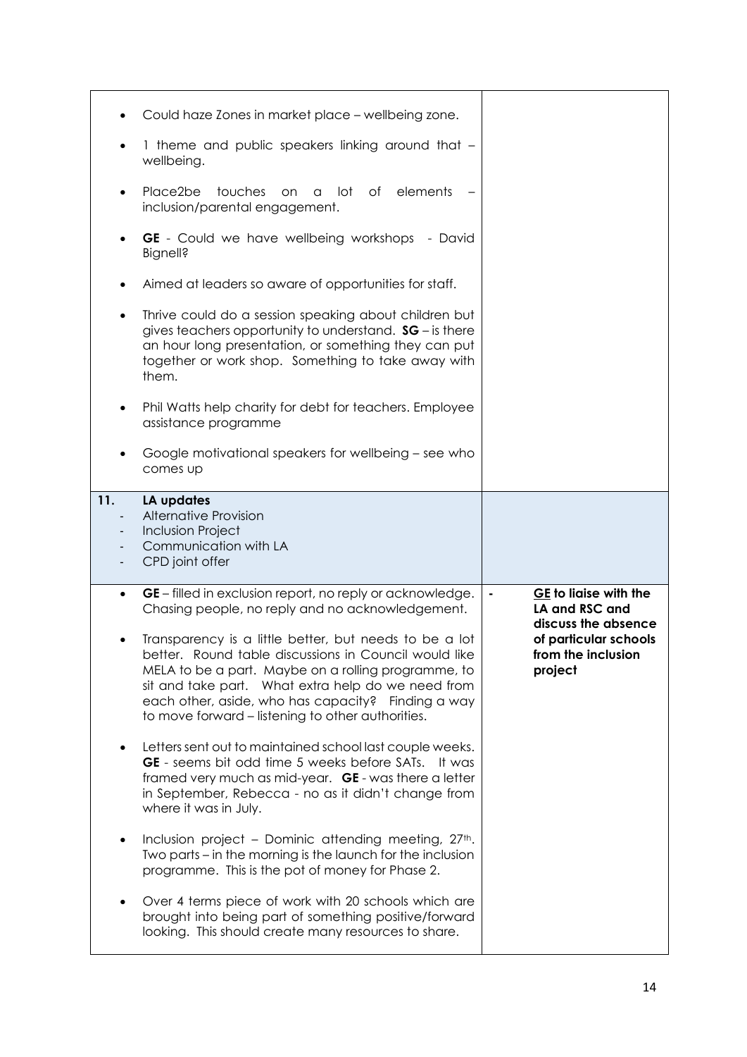| | |
|---|---|
| • Could haze Zones in market place – wellbeing zone.<br>• 1 theme and public speakers linking around that – wellbeing.<br>• Place2be touches on a lot of elements – inclusion/parental engagement.<br>• **GE** - Could we have wellbeing workshops - David Bignell?<br>• Aimed at leaders so aware of opportunities for staff.<br>• Thrive could do a session speaking about children but gives teachers opportunity to understand. **SG** – is there an hour long presentation, or something they can put together or work shop. Something to take away with them.<br>• Phil Watts help charity for debt for teachers. Employee assistance programme<br>• Google motivational speakers for wellbeing – see who comes up | |
| **11. LA updates**<br>- Alternative Provision<br>- Inclusion Project<br>- Communication with LA<br>- CPD joint offer | |
| • **GE** – filled in exclusion report, no reply or acknowledge. Chasing people, no reply and no acknowledgement.<br>• Transparency is a little better, but needs to be a lot better. Round table discussions in Council would like MELA to be a part. Maybe on a rolling programme, to sit and take part. What extra help do we need from each other, aside, who has capacity? Finding a way to move forward – listening to other authorities.<br>• Letters sent out to maintained school last couple weeks. **GE** - seems bit odd time 5 weeks before SATs. It was framed very much as mid-year. **GE** - was there a letter in September, Rebecca - no as it didn't change from where it was in July.<br>• Inclusion project – Dominic attending meeting, 27th. Two parts – in the morning is the launch for the inclusion programme. This is the pot of money for Phase 2.<br>• Over 4 terms piece of work with 20 schools which are brought into being part of something positive/forward looking. This should create many resources to share. | - **<u>GE</u> to liaise with the LA and RSC and discuss the absence of particular schools from the inclusion project** |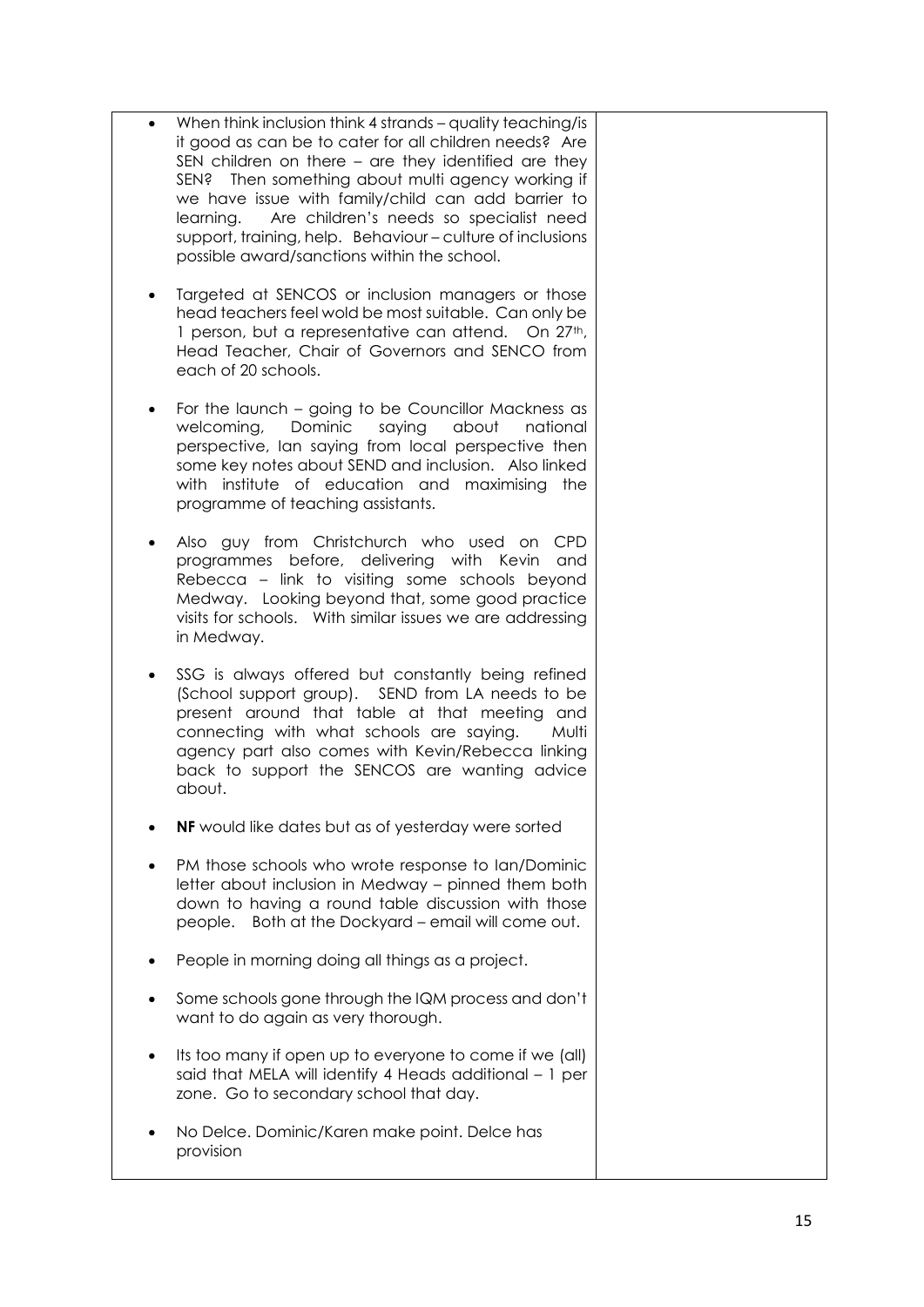| | |
|---|---|
| • When think inclusion think 4 strands – quality teaching/is it good as can be to cater for all children needs? Are SEN children on there – are they identified are they SEN? Then something about multi agency working if we have issue with family/child can add barrier to learning. Are children's needs so specialist need support, training, help. Behaviour – culture of inclusions possible award/sanctions within the school.<br><br>• Targeted at SENCOS or inclusion managers or those head teachers feel wold be most suitable. Can only be 1 person, but a representative can attend. On 27th, Head Teacher, Chair of Governors and SENCO from each of 20 schools.<br><br>• For the launch – going to be Councillor Mackness as welcoming, Dominic saying about national perspective, Ian saying from local perspective then some key notes about SEND and inclusion. Also linked with institute of education and maximising the programme of teaching assistants.<br><br>• Also guy from Christchurch who used on CPD programmes before, delivering with Kevin and Rebecca – link to visiting some schools beyond Medway. Looking beyond that, some good practice visits for schools. With similar issues we are addressing in Medway.<br><br>• SSG is always offered but constantly being refined (School support group). SEND from LA needs to be present around that table at that meeting and connecting with what schools are saying. Multi agency part also comes with Kevin/Rebecca linking back to support the SENCOS are wanting advice about.<br><br>• **NF** would like dates but as of yesterday were sorted<br><br>• PM those schools who wrote response to Ian/Dominic letter about inclusion in Medway – pinned them both down to having a round table discussion with those people. Both at the Dockyard – email will come out.<br><br>• People in morning doing all things as a project.<br><br>• Some schools gone through the IQM process and don't want to do again as very thorough.<br><br>• Its too many if open up to everyone to come if we (all) said that MELA will identify 4 Heads additional – 1 per zone. Go to secondary school that day.<br><br>• No Delce. Dominic/Karen make point. Delce has provision | |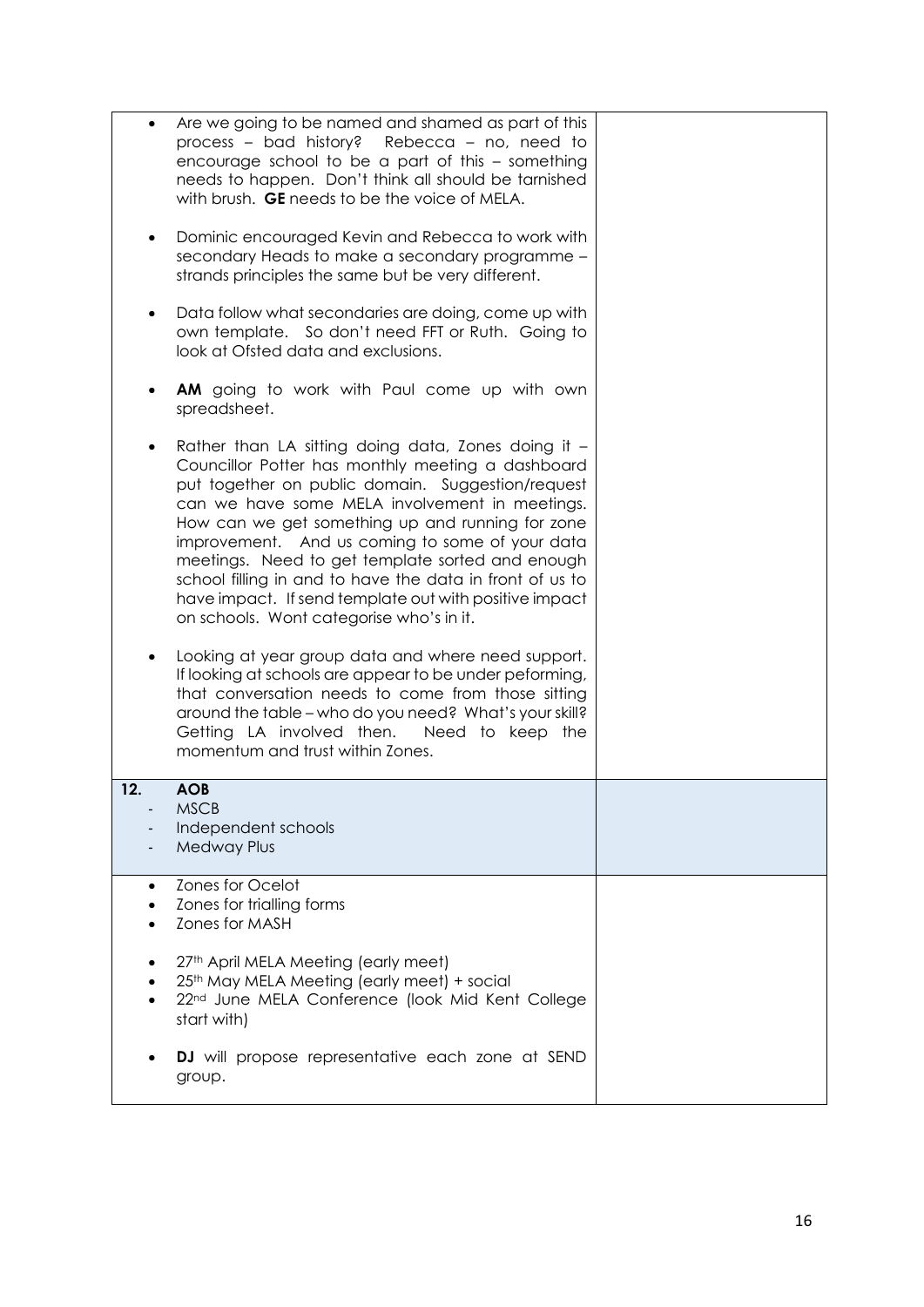| | |
|---|---|
| • Are we going to be named and shamed as part of this process – bad history? Rebecca – no, need to encourage school to be a part of this – something needs to happen. Don't think all should be tarnished with brush. **GE** needs to be the voice of MELA.<br><br>• Dominic encouraged Kevin and Rebecca to work with secondary Heads to make a secondary programme – strands principles the same but be very different.<br><br>• Data follow what secondaries are doing, come up with own template. So don't need FFT or Ruth. Going to look at Ofsted data and exclusions.<br><br>• **AM** going to work with Paul come up with own spreadsheet.<br><br>• Rather than LA sitting doing data, Zones doing it – Councillor Potter has monthly meeting a dashboard put together on public domain. Suggestion/request can we have some MELA involvement in meetings. How can we get something up and running for zone improvement. And us coming to some of your data meetings. Need to get template sorted and enough school filling in and to have the data in front of us to have impact. If send template out with positive impact on schools. Wont categorise who's in it.<br><br>• Looking at year group data and where need support. If looking at schools are appear to be under peforming, that conversation needs to come from those sitting around the table – who do you need? What's your skill? Getting LA involved then. Need to keep the momentum and trust within Zones. | |
| **12. AOB**<br>- MSCB<br>- Independent schools<br>- Medway Plus | |
| • Zones for Ocelot<br>• Zones for trialling forms<br>• Zones for MASH<br><br>• 27th April MELA Meeting (early meet)<br>• 25th May MELA Meeting (early meet) + social<br>• 22nd June MELA Conference (look Mid Kent College start with)<br><br>• **DJ** will propose representative each zone at SEND group. | |